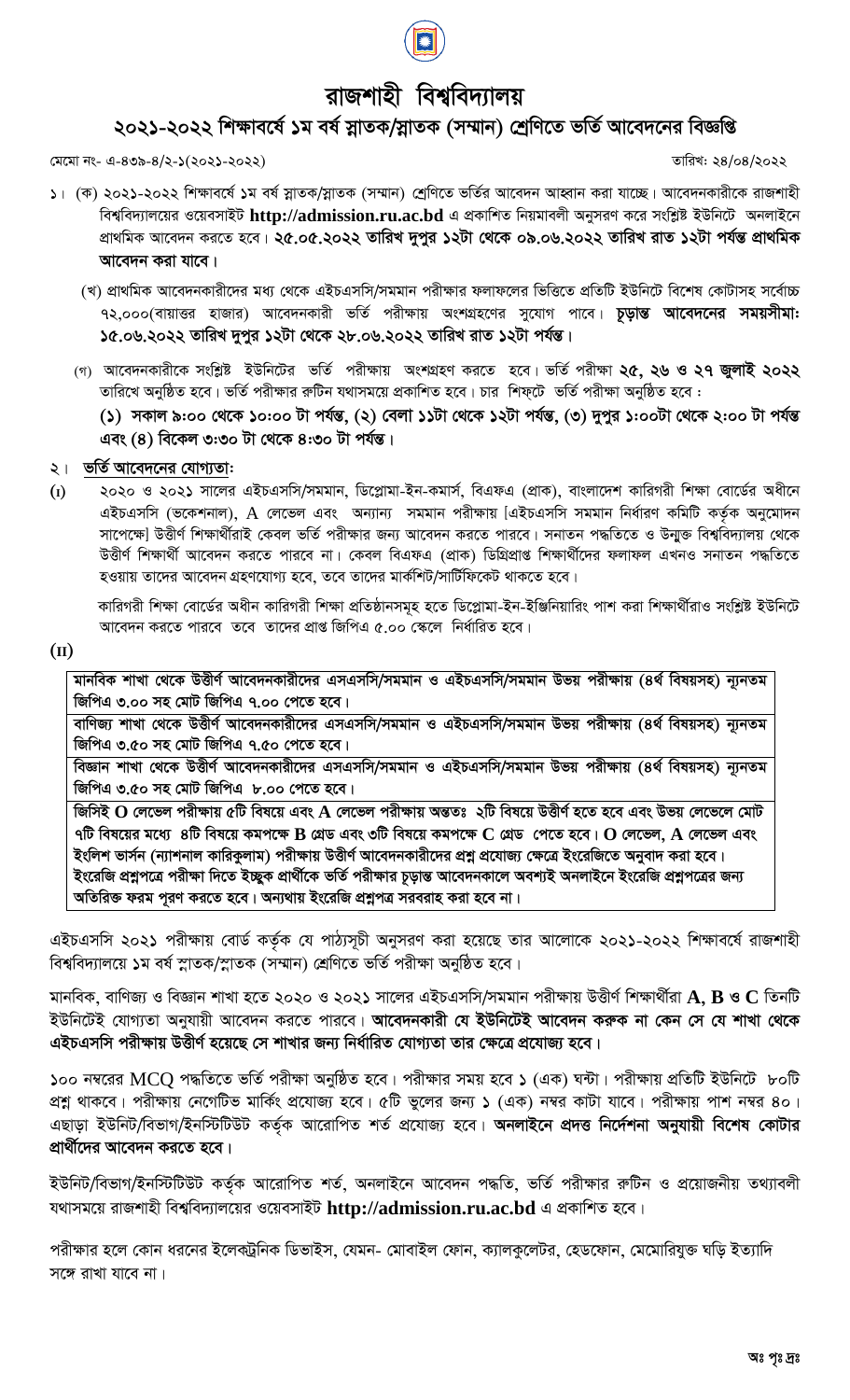# রাজশাহী বিশ্ববিদ্যালয়

## ২০২১-২০২২ শিক্ষাবর্ষে ১ম বর্ষ স্নাতক/স্নাতক (সম্মান) শ্রেণিতে ভর্তি আবেদনের বিজ্ঞপ্তি

মেমো নং- এ-৪৩৯-৪/২-১(২০২১-২০২২)

তারিখ: ২৪/০৪/২০২২

১। (ক) ২০২১-২০২২ শিক্ষাবর্ষে ১ম বর্ষ স্নাতক/স্নাতক (সম্মান) শ্রেণিতে ভর্তির আবেদন আহ্বান করা যাচ্ছে। আবেদনকারীকে রাজশাহী বিশ্ববিদ্যালয়ের ওয়েবসাইট **http://admission.ru.ac.bd** এ প্রকাশিত নিয়মাবলী অনুসরণ করে সংশ্লিষ্ট ইউনিটে অনলাইনে প্রাথমিক আবেদন করতে হবে। **২৫.০৫.২০২২ তারিখ দুপুর ১২টা থেকে ০৯.০৬.২০২২ তারিখ রাত ১২টা পর্যন্ত প্রাথমিক আবেদন করা যাবে।**

(খ) প্রাথমিক আবেদনকারীদের মধ্য থেকে এইচএসসি/সমমান পরীক্ষার ফলাফলের ভিত্তিতে প্রতিটি ইউনিটে বিশেষ কোটাসহ সর্বোচ্চ ৭২,০০০(বায়াত্তর হাজার) আবেদনকারী ভর্তি পরীক্ষায় অংশগ্রহণের সুযোগ পাবে। **চূড়ান্ত আবেদনের সময়সীমা: ১৫.০৬.২০২২ তারিখ দুপুর ১২টা থেকে ২৮.০৬.২০২২ তারিখ রাত ১২টা পর্যন্ত।**

(গ) আবেদনকারীকে সংশ্লিষ্ট ইউনিটের ভর্তি পরীক্ষায় অংশগ্রহণ করতে হবে। ভর্তি পরীক্ষা **২৫, ২৬ ও ২৭ জুলাই ২০২২** তারিখে অনুষ্ঠিত হবে। ভর্তি পরীক্ষার রুটিন যথাসময়ে প্রকাশিত হবে। চার শিফটে ভর্তি পরীক্ষা অনুষ্ঠিত হবে :

**(১) সকাল ৯:০০ থেকে ১০:০০ টা পর্যন্ত, (২) বেলা ১১টা থেকে ১২টা পর্যন্ত, (৩) দুপুর ১:০০টা থেকে ২:০০ টা পর্যন্ত এবং (৪) বিকেল ৩:৩০ টা থেকে ৪:৩০ টা পর্যন্ত।**

২। **ভর্তি আবেদনের যোগ্যতা:**

(I) ২০২০ ও ২০২১ সালের এইচএসসি/সমমান, ডিপ্লোমা-ইন-কমার্স, বিএফএ (প্রাক), বাংলাদেশ কারিগরী শিক্ষা বোর্ডের অধীনে এইচএসসি (ভকেশনাল), A লেভেল এবং অন্যান্য সমমান পরীক্ষায় [এইচএসসি সমমান নির্ধারণ কমিটি কর্তৃক অনুমোদন সাপেক্ষে] উত্তীর্ণ শিক্ষার্থীরাই কেবল ভর্তি পরীক্ষার জন্য আবেদন করতে পারবে। সনাতন পদ্ধতিতে ও উন্মুক্ত বিশ্ববিদ্যালয় থেকে উত্তীর্ণ শিক্ষার্থী আবেদন করতে পারবে না। কেবল বিএফএ (প্রাক) ডিগ্রিপ্রাপ্ত শিক্ষার্থীদের ফলাফল এখনও সনাতন পদ্ধতিতে হওয়ায় তাদের আবেদন গ্রহণযোগ্য হবে, তবে তাদের মার্কশিট/সার্টিফিকেট থাকতে হবে।

কারিগরী শিক্ষা বোর্ডের অধীন কারিগরী শিক্ষা প্রতিষ্ঠানসমূহ হতে ডিপ্লোমা-ইন-ইঞ্জিনিয়ারিং পাশ করা শিক্ষার্থীরাও সংশ্লিষ্ট ইউনিটে আবেদন করতে পারবে তবে তাদের প্রাপ্ত জিপিএ ৫.০০ স্কেলে নির্ধারিত হবে।

(II)

| |
|---|
| **মানবিক শাখা থেকে উত্তীর্ণ আবেদনকারীদের এসএসসি/সমমান ও এইচএসসি/সমমান উভয় পরীক্ষায় (৪র্থ বিষয়সহ) ন্যূনতম জিপিএ ৩.০০ সহ মোট জিপিএ ৭.০০ পেতে হবে।** |
| **বাণিজ্য শাখা থেকে উত্তীর্ণ আবেদনকারীদের এসএসসি/সমমান ও এইচএসসি/সমমান উভয় পরীক্ষায় (৪র্থ বিষয়সহ) ন্যূনতম জিপিএ ৩.৫০ সহ মোট জিপিএ ৭.৫০ পেতে হবে।** |
| **বিজ্ঞান শাখা থেকে উত্তীর্ণ আবেদনকারীদের এসএসসি/সমমান ও এইচএসসি/সমমান উভয় পরীক্ষায় (৪র্থ বিষয়সহ) ন্যূনতম জিপিএ ৩.৫০ সহ মোট জিপিএ ৮.০০ পেতে হবে।** |
| **জিসিই O লেভেল পরীক্ষায় ৫টি বিষয়ে এবং A লেভেল পরীক্ষায় অন্তত: ২টি বিষয়ে উত্তীর্ণ হতে হবে এবং উভয় লেভেলে মোট ৭টি বিষয়ের মধ্যে ৪টি বিষয়ে কমপক্ষে B গ্রেড এবং ৩টি বিষয়ে কমপক্ষে C গ্রেড পেতে হবে। O লেভেল, A লেভেল এবং ইংলিশ ভার্সন (ন্যাশনাল কারিকুলাম) পরীক্ষায় উত্তীর্ণ আবেদনকারীদের প্রশ্ন প্রযোজ্য ক্ষেত্রে ইংরেজিতে অনুবাদ করা হবে। ইংরেজি প্রশ্নপত্রে পরীক্ষা দিতে ইচ্ছুক প্রার্থীকে ভর্তি পরীক্ষার চূড়ান্ত আবেদনকালে অবশ্যই অনলাইনে ইংরেজি প্রশ্নপত্রের জন্য অতিরিক্ত ফরম পূরণ করতে হবে। অন্যথায় ইংরেজি প্রশ্নপত্র সরবরাহ করা হবে না।** |

এইচএসসি ২০২১ পরীক্ষায় বোর্ড কর্তৃক যে পাঠ্যসূচী অনুসরণ করা হয়েছে তার আলোকে ২০২১-২০২২ শিক্ষাবর্ষে রাজশাহী বিশ্ববিদ্যালয়ে ১ম বর্ষ স্নাতক/স্নাতক (সম্মান) শ্রেণিতে ভর্তি পরীক্ষা অনুষ্ঠিত হবে।

মানবিক, বাণিজ্য ও বিজ্ঞান শাখা হতে ২০২০ ও ২০২১ সালের এইচএসসি/সমমান পরীক্ষায় উত্তীর্ণ শিক্ষার্থীরা **A, B ও C** তিনটি ইউনিটেই যোগ্যতা অনুযায়ী আবেদন করতে পারবে। **আবেদনকারী যে ইউনিটেই আবেদন করুক না কেন সে যে শাখা থেকে এইচএসসি পরীক্ষায় উত্তীর্ণ হয়েছে সে শাখার জন্য নির্ধারিত যোগ্যতা তার ক্ষেত্রে প্রযোজ্য হবে।**

১০০ নম্বরের MCQ পদ্ধতিতে ভর্তি পরীক্ষা অনুষ্ঠিত হবে। পরীক্ষার সময় হবে ১ (এক) ঘন্টা। পরীক্ষায় প্রতিটি ইউনিটে ৮০টি প্রশ্ন থাকবে। পরীক্ষায় নেগেটিভ মার্কিং প্রযোজ্য হবে। ৫টি ভুলের জন্য ১ (এক) নম্বর কাটা যাবে। পরীক্ষায় পাশ নম্বর ৪০। এছাড়া ইউনিট/বিভাগ/ইনস্টিটিউট কর্তৃক আরোপিত শর্ত প্রযোজ্য হবে। **অনলাইনে প্রদত্ত নির্দেশনা অনুযায়ী বিশেষ কোটার প্রার্থীদের আবেদন করতে হবে।**

ইউনিট/বিভাগ/ইনস্টিটিউট কর্তৃক আরোপিত শর্ত, অনলাইনে আবেদন পদ্ধতি, ভর্তি পরীক্ষার রুটিন ও প্রয়োজনীয় তথ্যাবলী যথাসময়ে রাজশাহী বিশ্ববিদ্যালয়ের ওয়েবসাইট **http://admission.ru.ac.bd** এ প্রকাশিত হবে।

পরীক্ষার হলে কোন ধরনের ইলেকট্রনিক ডিভাইস, যেমন- মোবাইল ফোন, ক্যালকুলেটর, হেডফোন, মেমোরিযুক্ত ঘড়ি ইত্যাদি সঙ্গে রাখা যাবে না।

অঃ পৃঃ দ্রঃ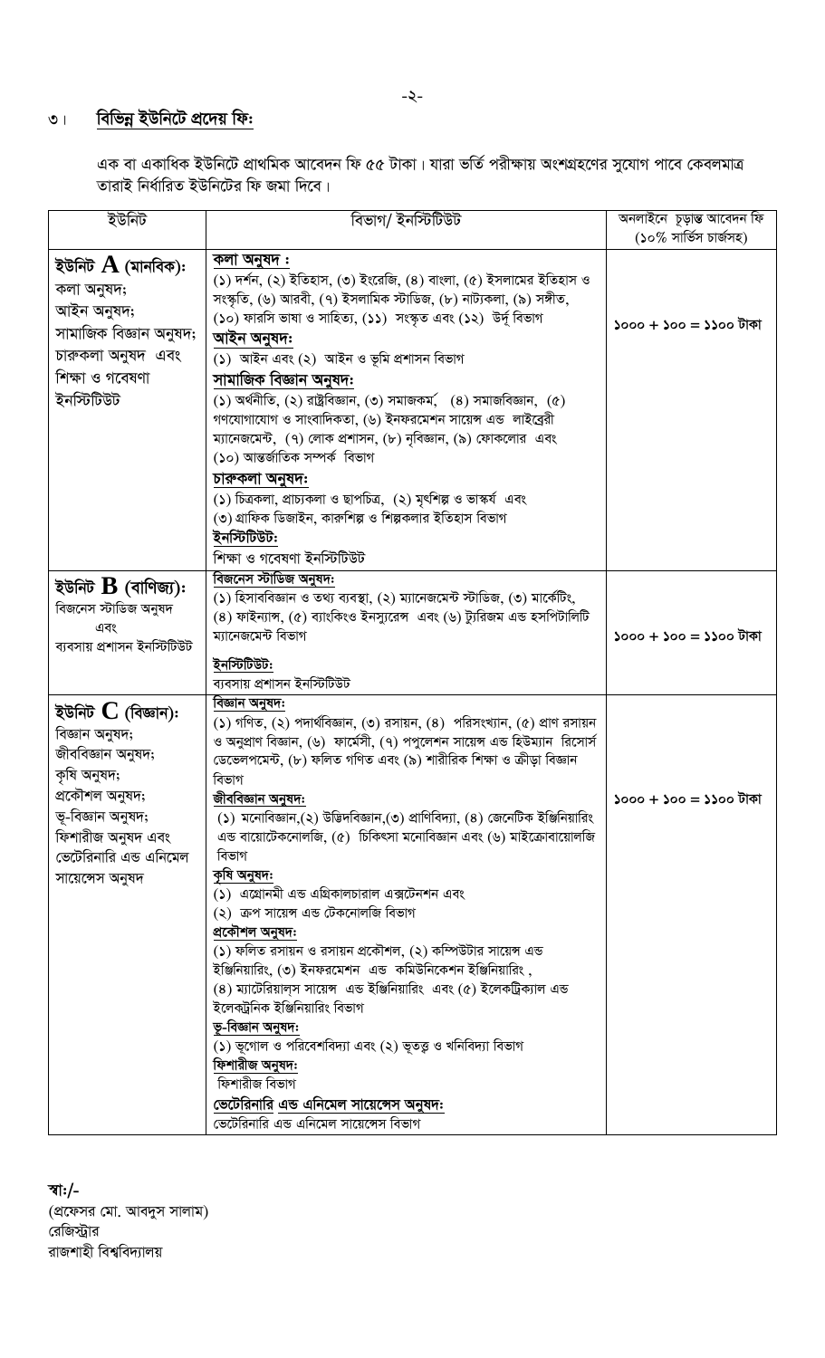## ৩। বিভিন্ন ইউনিটে প্রদেয় ফি:

এক বা একাধিক ইউনিটে প্রাথমিক আবেদন ফি ৫৫ টাকা। যারা ভর্তি পরীক্ষায় অংশগ্রহণের সুযোগ পাবে কেবলমাত্র তারাই নির্ধারিত ইউনিটের ফি জমা দিবে।

| ইউনিট | বিভাগ/ ইনস্টিটিউট | অনলাইনে চূড়ান্ত আবেদন ফি (১০% সার্ভিস চার্জসহ) |
|---|---|---|
| **ইউনিট A (মানবিক):** কলা অনুষদ; আইন অনুষদ; সামাজিক বিজ্ঞান অনুষদ; চারুকলা অনুষদ এবং শিক্ষা ও গবেষণা ইনস্টিটিউট | **কলা অনুষদ :** (১) দর্শন, (২) ইতিহাস, (৩) ইংরেজি, (৪) বাংলা, (৫) ইসলামের ইতিহাস ও সংস্কৃতি, (৬) আরবী, (৭) ইসলামিক স্টাডিজ, (৮) নাট্যকলা, (৯) সঙ্গীত, (১০) ফারসি ভাষা ও সাহিত্য, (১১) সংস্কৃত এবং (১২) উর্দু বিভাগ<br>**আইন অনুষদ:** (১) আইন এবং (২) আইন ও ভূমি প্রশাসন বিভাগ<br>**সামাজিক বিজ্ঞান অনুষদ:** (১) অর্থনীতি, (২) রাষ্ট্রবিজ্ঞান, (৩) সমাজকর্ম, (৪) সমাজবিজ্ঞান, (৫) গণযোগাযোগ ও সাংবাদিকতা, (৬) ইনফরমেশন সায়েন্স এন্ড লাইব্রেরী ম্যানেজমেন্ট, (৭) লোক প্রশাসন, (৮) নৃবিজ্ঞান, (৯) ফোকলোর এবং (১০) আন্তর্জাতিক সম্পর্ক বিভাগ<br>**চারুকলা অনুষদ:** (১) চিত্রকলা, প্রাচ্যকলা ও ছাপচিত্র, (২) মৃৎশিল্প ও ভাস্কর্য এবং (৩) গ্রাফিক ডিজাইন, কারুশিল্প ও শিল্পকলার ইতিহাস বিভাগ<br>**ইনস্টিটিউট:** শিক্ষা ও গবেষণা ইনস্টিটিউট | ১০০০ + ১০০ = ১১০০ টাকা |
| **ইউনিট B (বাণিজ্য):** বিজনেস স্টাডিজ অনুষদ এবং ব্যবসায় প্রশাসন ইনস্টিটিউট | **বিজনেস স্টাডিজ অনুষদ:** (১) হিসাববিজ্ঞান ও তথ্য ব্যবস্থা, (২) ম্যানেজমেন্ট স্টাডিজ, (৩) মার্কেটিং, (৪) ফাইন্যান্স, (৫) ব্যাংকিংও ইনস্যুরেন্স এবং (৬) ট্যুরিজম এন্ড হসপিটালিটি ম্যানেজমেন্ট বিভাগ<br>**ইনস্টিটিউট:** ব্যবসায় প্রশাসন ইনস্টিটিউট | ১০০০ + ১০০ = ১১০০ টাকা |
| **ইউনিট C (বিজ্ঞান):** বিজ্ঞান অনুষদ; জীববিজ্ঞান অনুষদ; কৃষি অনুষদ; প্রকৌশল অনুষদ; ভূ-বিজ্ঞান অনুষদ; ফিশারীজ অনুষদ এবং ভেটেরিনারি এন্ড এনিমেল সায়েন্সেস অনুষদ | **বিজ্ঞান অনুষদ:** (১) গণিত, (২) পদার্থবিজ্ঞান, (৩) রসায়ন, (৪) পরিসংখ্যান, (৫) প্রাণ রসায়ন ও অনুপ্রাণ বিজ্ঞান, (৬) ফার্মেসী, (৭) পপুলেশন সায়েন্স এন্ড হিউম্যান রিসোর্স ডেভেলপমেন্ট, (৮) ফলিত গণিত এবং (৯) শারীরিক শিক্ষা ও ক্রীড়া বিজ্ঞান বিভাগ<br>**জীববিজ্ঞান অনুষদ:** (১) মনোবিজ্ঞান,(২) উদ্ভিদবিজ্ঞান,(৩) প্রাণিবিদ্যা, (৪) জেনেটিক ইঞ্জিনিয়ারিং এন্ড বায়োটেকনোলজি, (৫) চিকিৎসা মনোবিজ্ঞান এবং (৬) মাইক্রোবায়োলজি বিভাগ<br>**কৃষি অনুষদ:** (১) এগ্রোনমী এন্ড এগ্রিকালচারাল এক্সটেনশন এবং (২) ক্রপ সায়েন্স এন্ড টেকনোলজি বিভাগ<br>**প্রকৌশল অনুষদ:** (১) ফলিত রসায়ন ও রসায়ন প্রকৌশল, (২) কম্পিউটার সায়েন্স এন্ড ইঞ্জিনিয়ারিং, (৩) ইনফরমেশন এন্ড কমিউনিকেশন ইঞ্জিনিয়ারিং , (৪) ম্যাটেরিয়াল্‌স সায়েন্স এন্ড ইঞ্জিনিয়ারিং এবং (৫) ইলেকট্রিক্যাল এন্ড ইলেকট্রনিক ইঞ্জিনিয়ারিং বিভাগ<br>**ভূ-বিজ্ঞান অনুষদ:** (১) ভূগোল ও পরিবেশবিদ্যা এবং (২) ভূতত্ত্ব ও খনিবিদ্যা বিভাগ<br>**ফিশারীজ অনুষদ:** ফিশারীজ বিভাগ<br>**ভেটেরিনারি এন্ড এনিমেল সায়েন্সেস অনুষদ:** ভেটেরিনারি এন্ড এনিমেল সায়েন্সেস বিভাগ | ১০০০ + ১০০ = ১১০০ টাকা |

**স্বা:/-**
(প্রফেসর মো. আবদুস সালাম)
রেজিস্ট্রার
রাজশাহী বিশ্ববিদ্যালয়